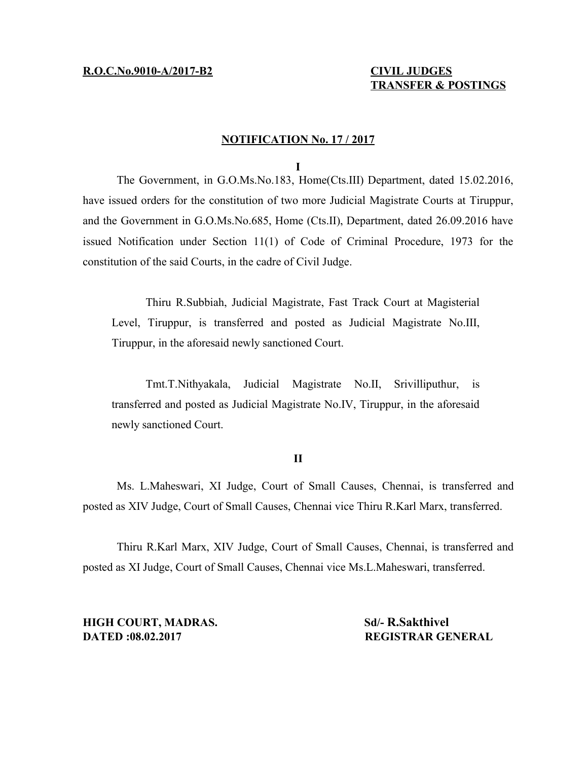**R.O.C.No.9010-A/2017-B2**

**CIVIL JUDGES**
**TRANSFER & POSTINGS**

## NOTIFICATION No. 17 / 2017

**I**

The Government, in G.O.Ms.No.183, Home(Cts.III) Department, dated 15.02.2016, have issued orders for the constitution of two more Judicial Magistrate Courts at Tiruppur, and the Government in G.O.Ms.No.685, Home (Cts.II), Department, dated 26.09.2016 have issued Notification under Section 11(1) of Code of Criminal Procedure, 1973 for the constitution of the said Courts, in the cadre of Civil Judge.

> Thiru R.Subbiah, Judicial Magistrate, Fast Track Court at Magisterial Level, Tiruppur, is transferred and posted as Judicial Magistrate No.III, Tiruppur, in the aforesaid newly sanctioned Court.

> Tmt.T.Nithyakala, Judicial Magistrate No.II, Srivilliputhur, is transferred and posted as Judicial Magistrate No.IV, Tiruppur, in the aforesaid newly sanctioned Court.

**II**

Ms. L.Maheswari, XI Judge, Court of Small Causes, Chennai, is transferred and posted as XIV Judge, Court of Small Causes, Chennai vice Thiru R.Karl Marx, transferred.

Thiru R.Karl Marx, XIV Judge, Court of Small Causes, Chennai, is transferred and posted as XI Judge, Court of Small Causes, Chennai vice Ms.L.Maheswari, transferred.

**HIGH COURT, MADRAS.**
**DATED :08.02.2017**

**Sd/- R.Sakthivel**
**REGISTRAR GENERAL**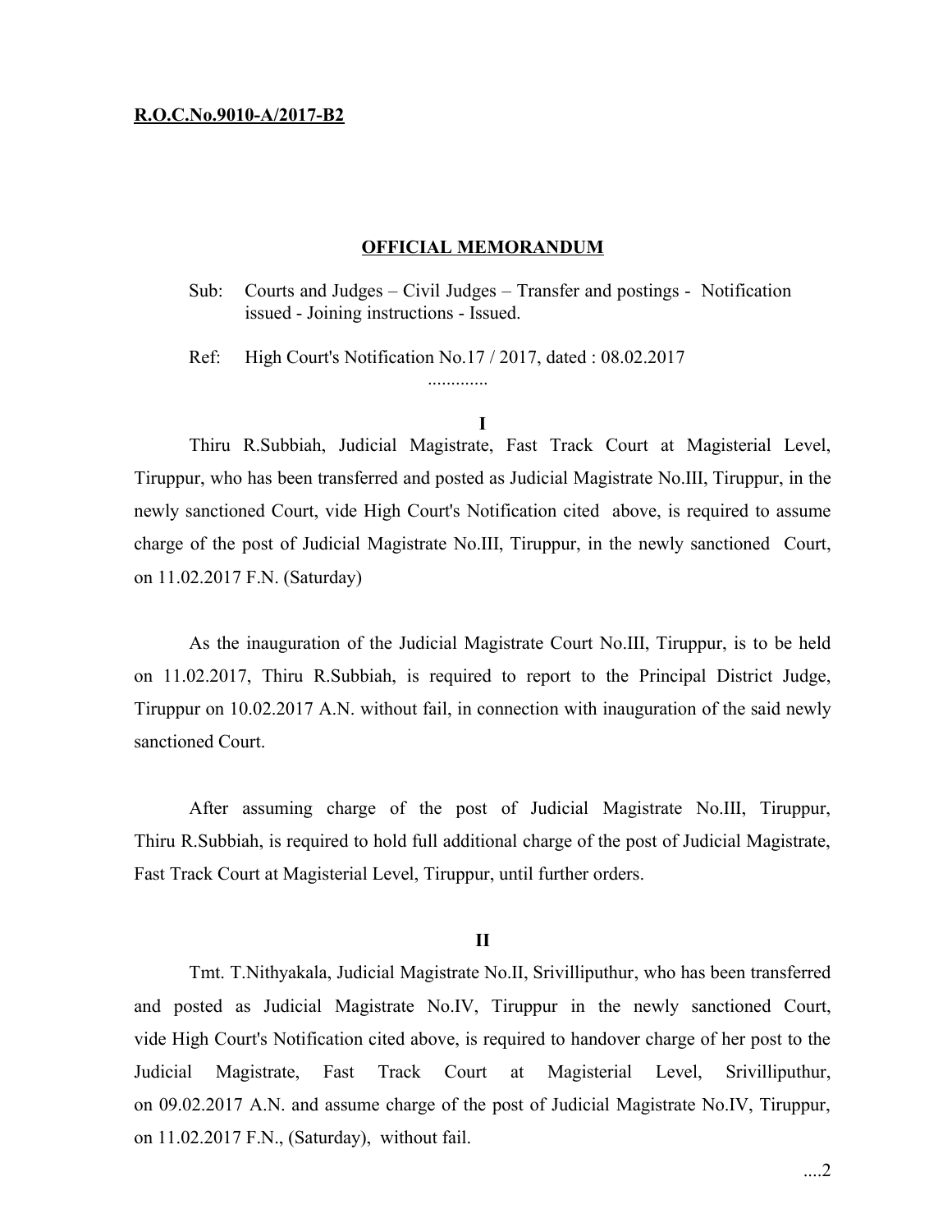**R.O.C.No.9010-A/2017-B2**

**OFFICIAL MEMORANDUM**

Sub: Courts and Judges – Civil Judges – Transfer and postings - Notification issued - Joining instructions - Issued.

Ref: High Court's Notification No.17 / 2017, dated : 08.02.2017

.............

**I**

Thiru R.Subbiah, Judicial Magistrate, Fast Track Court at Magisterial Level, Tiruppur, who has been transferred and posted as Judicial Magistrate No.III, Tiruppur, in the newly sanctioned Court, vide High Court's Notification cited above, is required to assume charge of the post of Judicial Magistrate No.III, Tiruppur, in the newly sanctioned Court, on 11.02.2017 F.N. (Saturday)

As the inauguration of the Judicial Magistrate Court No.III, Tiruppur, is to be held on 11.02.2017, Thiru R.Subbiah, is required to report to the Principal District Judge, Tiruppur on 10.02.2017 A.N. without fail, in connection with inauguration of the said newly sanctioned Court.

After assuming charge of the post of Judicial Magistrate No.III, Tiruppur, Thiru R.Subbiah, is required to hold full additional charge of the post of Judicial Magistrate, Fast Track Court at Magisterial Level, Tiruppur, until further orders.

**II**

Tmt. T.Nithyakala, Judicial Magistrate No.II, Srivilliputhur, who has been transferred and posted as Judicial Magistrate No.IV, Tiruppur in the newly sanctioned Court, vide High Court's Notification cited above, is required to handover charge of her post to the Judicial Magistrate, Fast Track Court at Magisterial Level, Srivilliputhur, on 09.02.2017 A.N. and assume charge of the post of Judicial Magistrate No.IV, Tiruppur, on 11.02.2017 F.N., (Saturday), without fail.

....2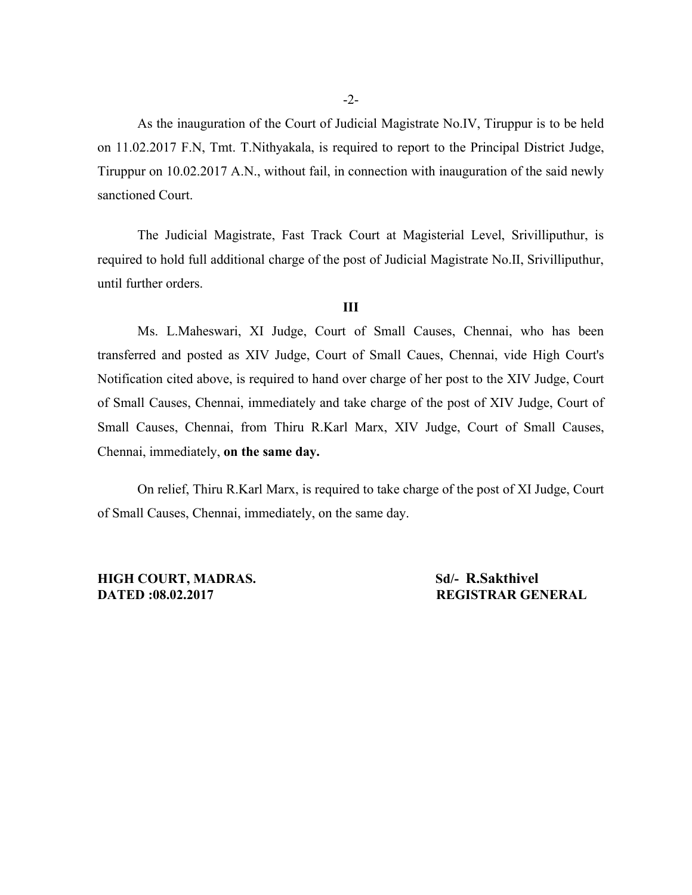As the inauguration of the Court of Judicial Magistrate No.IV, Tiruppur is to be held on 11.02.2017 F.N, Tmt. T.Nithyakala, is required to report to the Principal District Judge, Tiruppur on 10.02.2017 A.N., without fail, in connection with inauguration of the said newly sanctioned Court.

The Judicial Magistrate, Fast Track Court at Magisterial Level, Srivilliputhur, is required to hold full additional charge of the post of Judicial Magistrate No.II, Srivilliputhur, until further orders.

**III**

Ms. L.Maheswari, XI Judge, Court of Small Causes, Chennai, who has been transferred and posted as XIV Judge, Court of Small Caues, Chennai, vide High Court's Notification cited above, is required to hand over charge of her post to the XIV Judge, Court of Small Causes, Chennai, immediately and take charge of the post of XIV Judge, Court of Small Causes, Chennai, from Thiru R.Karl Marx, XIV Judge, Court of Small Causes, Chennai, immediately, **on the same day.**

On relief, Thiru R.Karl Marx, is required to take charge of the post of XI Judge, Court of Small Causes, Chennai, immediately, on the same day.

**HIGH COURT, MADRAS.** 
**DATED :08.02.2017**

**Sd/- R.Sakthivel**
**REGISTRAR GENERAL**